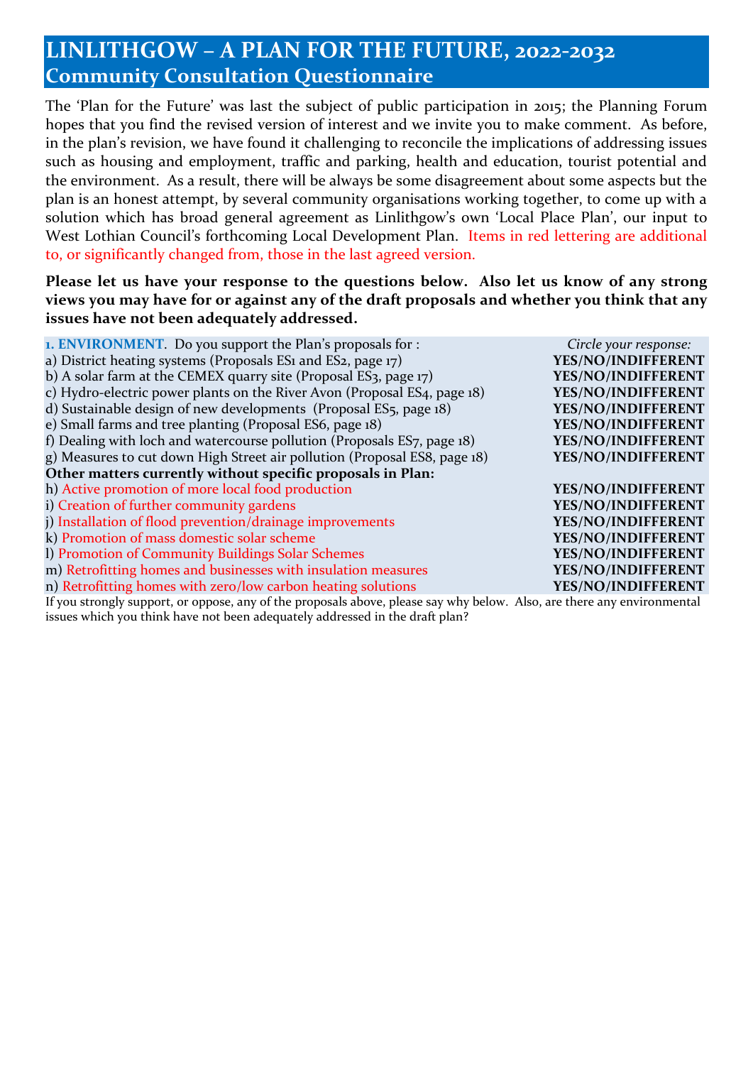# LINLITHGOW – A PLAN FOR THE FUTURE, 2022-2032
## Community Consultation Questionnaire

The 'Plan for the Future' was last the subject of public participation in 2015; the Planning Forum hopes that you find the revised version of interest and we invite you to make comment. As before, in the plan's revision, we have found it challenging to reconcile the implications of addressing issues such as housing and employment, traffic and parking, health and education, tourist potential and the environment. As a result, there will be always be some disagreement about some aspects but the plan is an honest attempt, by several community organisations working together, to come up with a solution which has broad general agreement as Linlithgow's own 'Local Place Plan', our input to West Lothian Council's forthcoming Local Development Plan. Items in red lettering are additional to, or significantly changed from, those in the last agreed version.

**Please let us have your response to the questions below. Also let us know of any strong views you may have for or against any of the draft proposals and whether you think that any issues have not been adequately addressed.**

| **1. ENVIRONMENT**. Do you support the Plan's proposals for : | *Circle your response:* |
|---|---|
| a) District heating systems (Proposals ES1 and ES2, page 17) | **YES/NO/INDIFFERENT** |
| b) A solar farm at the CEMEX quarry site (Proposal ES3, page 17) | **YES/NO/INDIFFERENT** |
| c) Hydro-electric power plants on the River Avon (Proposal ES4, page 18) | **YES/NO/INDIFFERENT** |
| d) Sustainable design of new developments (Proposal ES5, page 18) | **YES/NO/INDIFFERENT** |
| e) Small farms and tree planting (Proposal ES6, page 18) | **YES/NO/INDIFFERENT** |
| f) Dealing with loch and watercourse pollution (Proposals ES7, page 18) | **YES/NO/INDIFFERENT** |
| g) Measures to cut down High Street air pollution (Proposal ES8, page 18) | **YES/NO/INDIFFERENT** |
| **Other matters currently without specific proposals in Plan:** | |
| h) Active promotion of more local food production | **YES/NO/INDIFFERENT** |
| i) Creation of further community gardens | **YES/NO/INDIFFERENT** |
| j) Installation of flood prevention/drainage improvements | **YES/NO/INDIFFERENT** |
| k) Promotion of mass domestic solar scheme | **YES/NO/INDIFFERENT** |
| l) Promotion of Community Buildings Solar Schemes | **YES/NO/INDIFFERENT** |
| m) Retrofitting homes and businesses with insulation measures | **YES/NO/INDIFFERENT** |
| n) Retrofitting homes with zero/low carbon heating solutions | **YES/NO/INDIFFERENT** |

If you strongly support, or oppose, any of the proposals above, please say why below. Also, are there any environmental issues which you think have not been adequately addressed in the draft plan?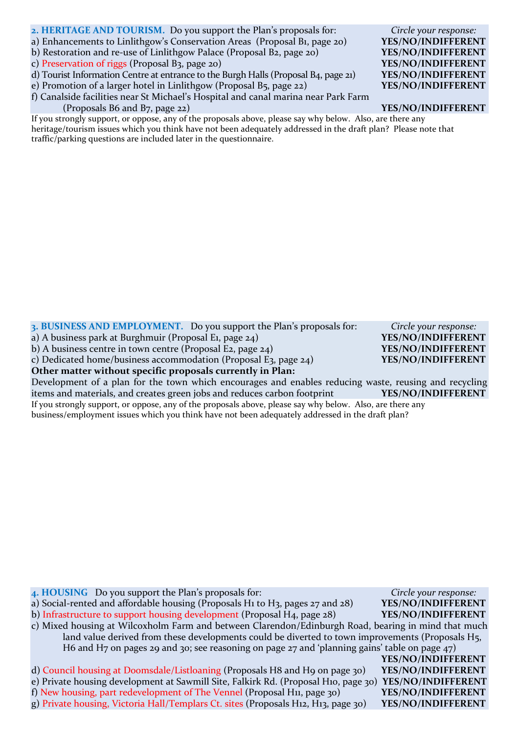## 2. HERITAGE AND TOURISM.

Do you support the Plan's proposals for: *Circle your response:*

a) Enhancements to Linlithgow's Conservation Areas (Proposal B1, page 20) **YES/NO/INDIFFERENT**

b) Restoration and re-use of Linlithgow Palace (Proposal B2, page 20) **YES/NO/INDIFFERENT**

c) Preservation of riggs (Proposal B3, page 20) **YES/NO/INDIFFERENT**

d) Tourist Information Centre at entrance to the Burgh Halls (Proposal B4, page 21) **YES/NO/INDIFFERENT**

e) Promotion of a larger hotel in Linlithgow (Proposal B5, page 22) **YES/NO/INDIFFERENT**

f) Canalside facilities near St Michael's Hospital and canal marina near Park Farm (Proposals B6 and B7, page 22) **YES/NO/INDIFFERENT**

If you strongly support, or oppose, any of the proposals above, please say why below. Also, are there any heritage/tourism issues which you think have not been adequately addressed in the draft plan? Please note that traffic/parking questions are included later in the questionnaire.

## 3. BUSINESS AND EMPLOYMENT.

Do you support the Plan's proposals for: *Circle your response:*

a) A business park at Burghmuir (Proposal E1, page 24) **YES/NO/INDIFFERENT**

b) A business centre in town centre (Proposal E2, page 24) **YES/NO/INDIFFERENT**

c) Dedicated home/business accommodation (Proposal E3, page 24) **YES/NO/INDIFFERENT**

**Other matter without specific proposals currently in Plan:**

Development of a plan for the town which encourages and enables reducing waste, reusing and recycling items and materials, and creates green jobs and reduces carbon footprint **YES/NO/INDIFFERENT**

If you strongly support, or oppose, any of the proposals above, please say why below. Also, are there any business/employment issues which you think have not been adequately addressed in the draft plan?

## 4. HOUSING

Do you support the Plan's proposals for: *Circle your response:*

a) Social-rented and affordable housing (Proposals H1 to H3, pages 27 and 28) **YES/NO/INDIFFERENT**

b) Infrastructure to support housing development (Proposal H4, page 28) **YES/NO/INDIFFERENT**

c) Mixed housing at Wilcoxholm Farm and between Clarendon/Edinburgh Road, bearing in mind that much land value derived from these developments could be diverted to town improvements (Proposals H5, H6 and H7 on pages 29 and 30; see reasoning on page 27 and 'planning gains' table on page 47) **YES/NO/INDIFFERENT**

d) Council housing at Doomsdale/Listloaning (Proposals H8 and H9 on page 30) **YES/NO/INDIFFERENT**

e) Private housing development at Sawmill Site, Falkirk Rd. (Proposal H10, page 30) **YES/NO/INDIFFERENT**

f) New housing, part redevelopment of The Vennel (Proposal H11, page 30) **YES/NO/INDIFFERENT**

g) Private housing, Victoria Hall/Templars Ct. sites (Proposals H12, H13, page 30) **YES/NO/INDIFFERENT**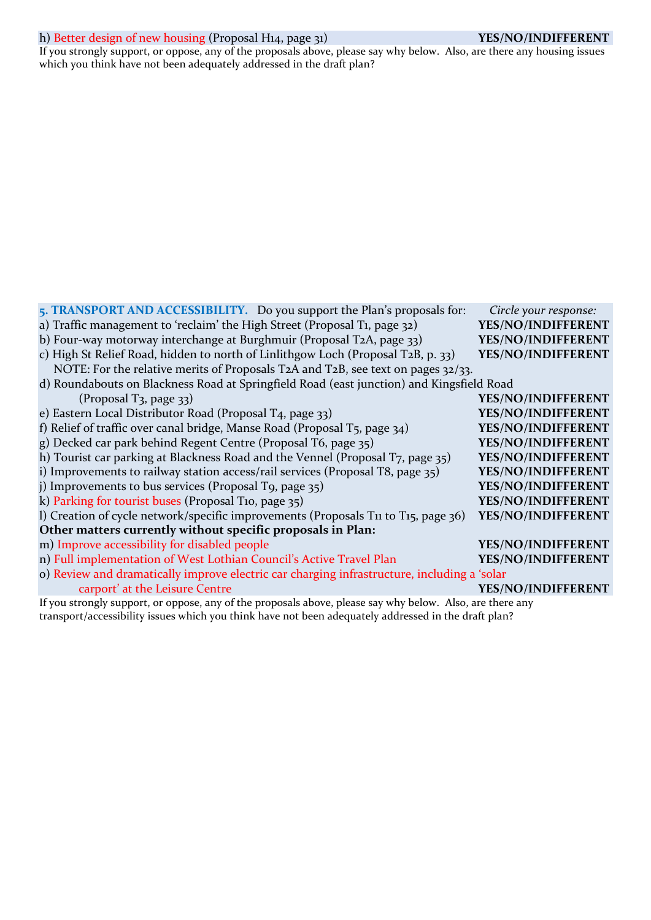h) Better design of new housing (Proposal H14, page 31) **YES/NO/INDIFFERENT**

If you strongly support, or oppose, any of the proposals above, please say why below. Also, are there any housing issues which you think have not been adequately addressed in the draft plan?

| **5. TRANSPORT AND ACCESSIBILITY.** Do you support the Plan's proposals for: | *Circle your response:* |
|---|---|
| a) Traffic management to 'reclaim' the High Street (Proposal T1, page 32) | **YES/NO/INDIFFERENT** |
| b) Four-way motorway interchange at Burghmuir (Proposal T2A, page 33) | **YES/NO/INDIFFERENT** |
| c) High St Relief Road, hidden to north of Linlithgow Loch (Proposal T2B, p. 33) | **YES/NO/INDIFFERENT** |
| NOTE: For the relative merits of Proposals T2A and T2B, see text on pages 32/33. | |
| d) Roundabouts on Blackness Road at Springfield Road (east junction) and Kingsfield Road (Proposal T3, page 33) | **YES/NO/INDIFFERENT** |
| e) Eastern Local Distributor Road (Proposal T4, page 33) | **YES/NO/INDIFFERENT** |
| f) Relief of traffic over canal bridge, Manse Road (Proposal T5, page 34) | **YES/NO/INDIFFERENT** |
| g) Decked car park behind Regent Centre (Proposal T6, page 35) | **YES/NO/INDIFFERENT** |
| h) Tourist car parking at Blackness Road and the Vennel (Proposal T7, page 35) | **YES/NO/INDIFFERENT** |
| i) Improvements to railway station access/rail services (Proposal T8, page 35) | **YES/NO/INDIFFERENT** |
| j) Improvements to bus services (Proposal T9, page 35) | **YES/NO/INDIFFERENT** |
| k) Parking for tourist buses (Proposal T10, page 35) | **YES/NO/INDIFFERENT** |
| l) Creation of cycle network/specific improvements (Proposals T11 to T15, page 36) | **YES/NO/INDIFFERENT** |
| **Other matters currently without specific proposals in Plan:** | |
| m) Improve accessibility for disabled people | **YES/NO/INDIFFERENT** |
| n) Full implementation of West Lothian Council's Active Travel Plan | **YES/NO/INDIFFERENT** |
| o) Review and dramatically improve electric car charging infrastructure, including a 'solar carport' at the Leisure Centre | **YES/NO/INDIFFERENT** |

If you strongly support, or oppose, any of the proposals above, please say why below. Also, are there any transport/accessibility issues which you think have not been adequately addressed in the draft plan?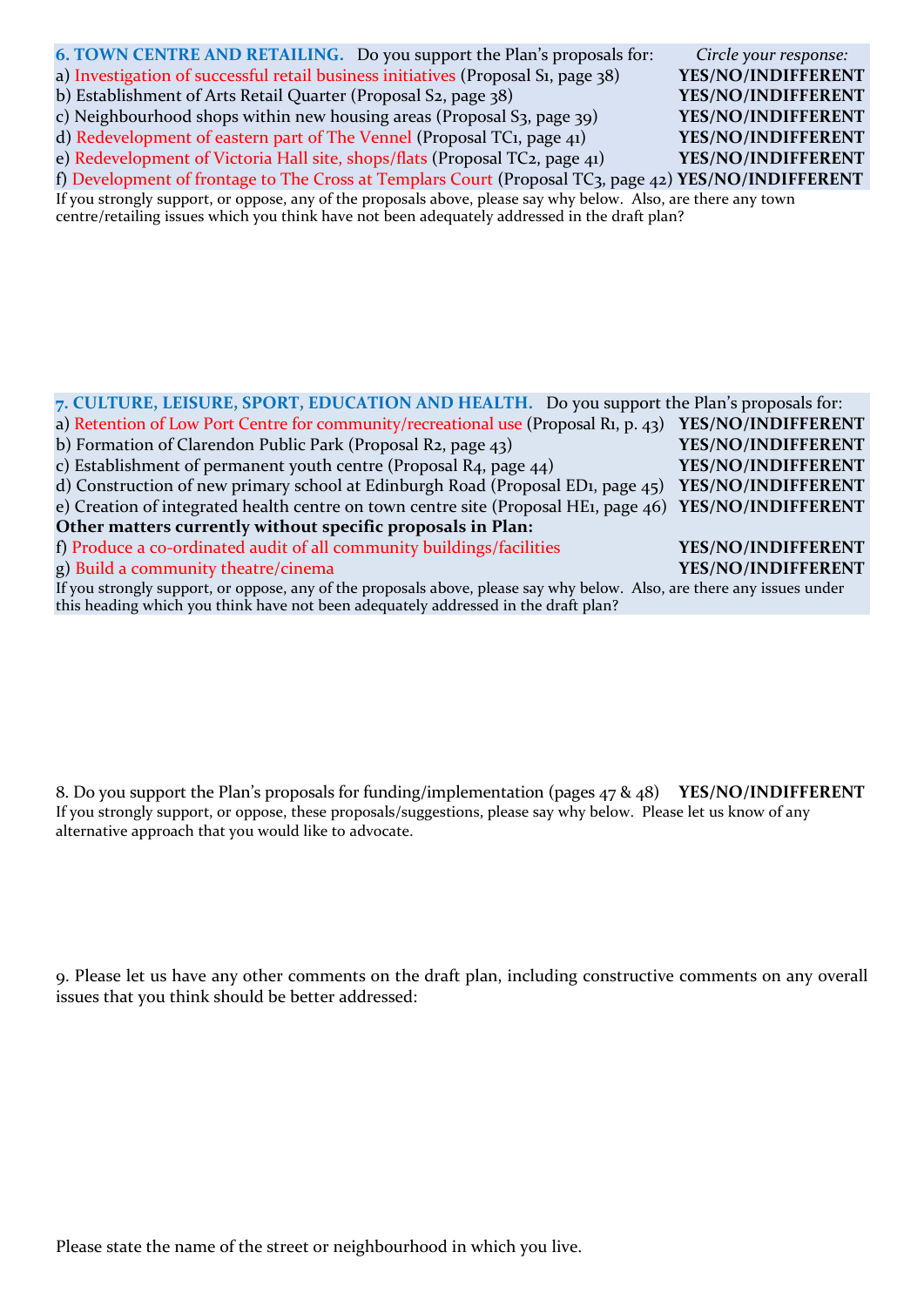**6. TOWN CENTRE AND RETAILING.** Do you support the Plan's proposals for: *Circle your response:*

| | |
|---|---|
| a) Investigation of successful retail business initiatives (Proposal S1, page 38) | **YES/NO/INDIFFERENT** |
| b) Establishment of Arts Retail Quarter (Proposal S2, page 38) | **YES/NO/INDIFFERENT** |
| c) Neighbourhood shops within new housing areas (Proposal S3, page 39) | **YES/NO/INDIFFERENT** |
| d) Redevelopment of eastern part of The Vennel (Proposal TC1, page 41) | **YES/NO/INDIFFERENT** |
| e) Redevelopment of Victoria Hall site, shops/flats (Proposal TC2, page 41) | **YES/NO/INDIFFERENT** |
| f) Development of frontage to The Cross at Templars Court (Proposal TC3, page 42) | **YES/NO/INDIFFERENT** |

If you strongly support, or oppose, any of the proposals above, please say why below. Also, are there any town centre/retailing issues which you think have not been adequately addressed in the draft plan?

**7. CULTURE, LEISURE, SPORT, EDUCATION AND HEALTH.** Do you support the Plan's proposals for:

| | |
|---|---|
| a) Retention of Low Port Centre for community/recreational use (Proposal R1, p. 43) | **YES/NO/INDIFFERENT** |
| b) Formation of Clarendon Public Park (Proposal R2, page 43) | **YES/NO/INDIFFERENT** |
| c) Establishment of permanent youth centre (Proposal R4, page 44) | **YES/NO/INDIFFERENT** |
| d) Construction of new primary school at Edinburgh Road (Proposal ED1, page 45) | **YES/NO/INDIFFERENT** |
| e) Creation of integrated health centre on town centre site (Proposal HE1, page 46) | **YES/NO/INDIFFERENT** |
| **Other matters currently without specific proposals in Plan:** | |
| f) Produce a co-ordinated audit of all community buildings/facilities | **YES/NO/INDIFFERENT** |
| g) Build a community theatre/cinema | **YES/NO/INDIFFERENT** |

If you strongly support, or oppose, any of the proposals above, please say why below. Also, are there any issues under this heading which you think have not been adequately addressed in the draft plan?

8. Do you support the Plan's proposals for funding/implementation (pages 47 & 48) **YES/NO/INDIFFERENT**

If you strongly support, or oppose, these proposals/suggestions, please say why below. Please let us know of any alternative approach that you would like to advocate.

9. Please let us have any other comments on the draft plan, including constructive comments on any overall issues that you think should be better addressed:

Please state the name of the street or neighbourhood in which you live.